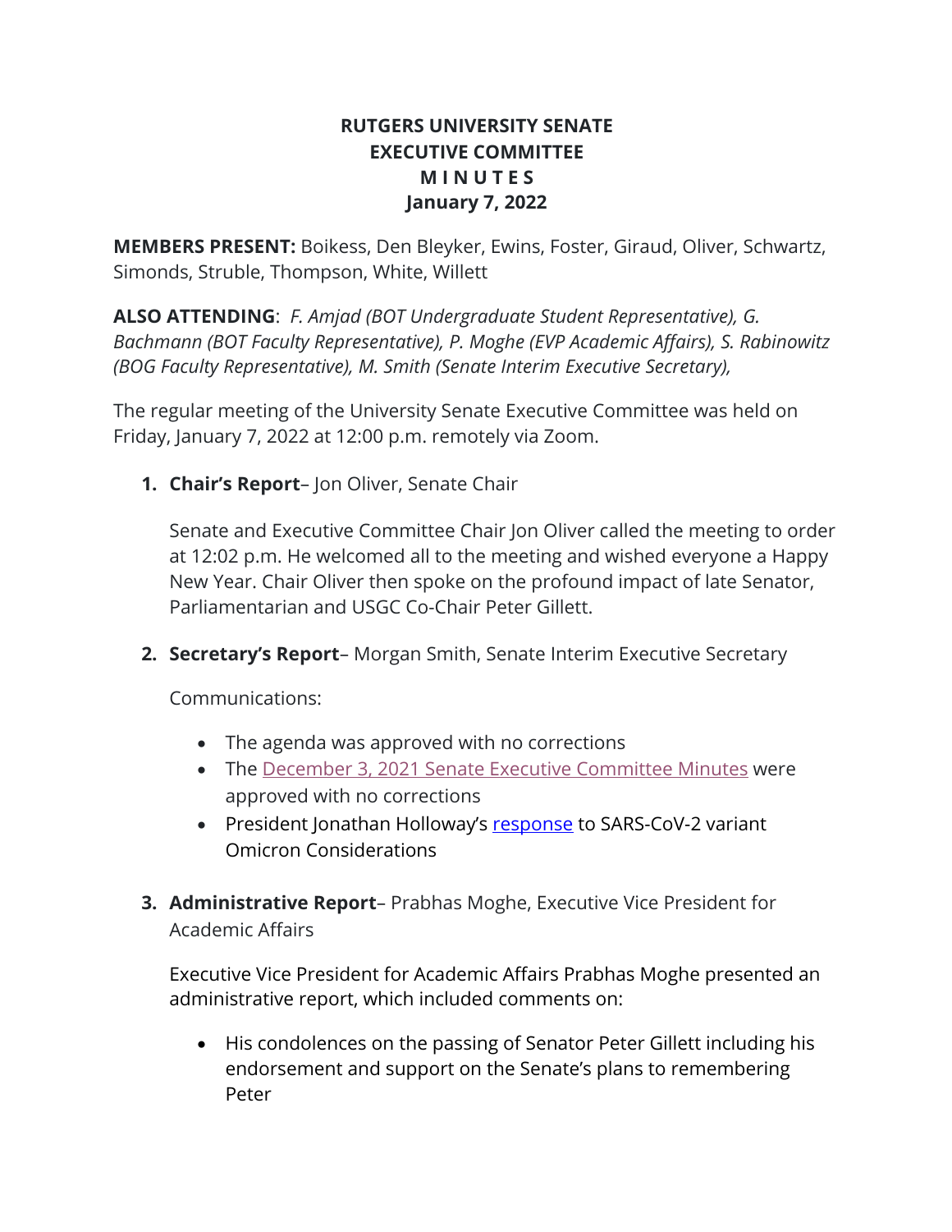# RUTGERS UNIVERSITY SENATE
# EXECUTIVE COMMITTEE
# M I N U T E S
# January 7, 2022

**MEMBERS PRESENT:** Boikess, Den Bleyker, Ewins, Foster, Giraud, Oliver, Schwartz, Simonds, Struble, Thompson, White, Willett

**ALSO ATTENDING**: *F. Amjad (BOT Undergraduate Student Representative), G. Bachmann (BOT Faculty Representative), P. Moghe (EVP Academic Affairs), S. Rabinowitz (BOG Faculty Representative), M. Smith (Senate Interim Executive Secretary),*

The regular meeting of the University Senate Executive Committee was held on Friday, January 7, 2022 at 12:00 p.m. remotely via Zoom.

1. **Chair's Report**– Jon Oliver, Senate Chair

   Senate and Executive Committee Chair Jon Oliver called the meeting to order at 12:02 p.m. He welcomed all to the meeting and wished everyone a Happy New Year. Chair Oliver then spoke on the profound impact of late Senator, Parliamentarian and USGC Co-Chair Peter Gillett.

2. **Secretary's Report**– Morgan Smith, Senate Interim Executive Secretary

   Communications:

   - The agenda was approved with no corrections
   - The December 3, 2021 Senate Executive Committee Minutes were approved with no corrections
   - President Jonathan Holloway's response to SARS-CoV-2 variant Omicron Considerations

3. **Administrative Report**– Prabhas Moghe, Executive Vice President for Academic Affairs

   Executive Vice President for Academic Affairs Prabhas Moghe presented an administrative report, which included comments on:

   - His condolences on the passing of Senator Peter Gillett including his endorsement and support on the Senate's plans to remembering Peter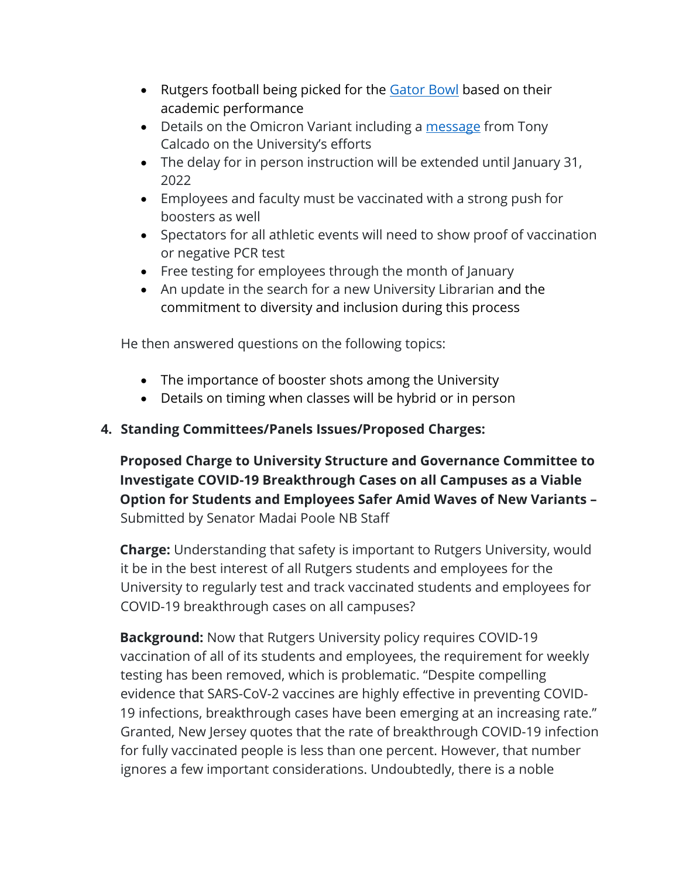- Rutgers football being picked for the [Gator Bowl] based on their academic performance
- Details on the Omicron Variant including a [message] from Tony Calcado on the University's efforts
- The delay for in person instruction will be extended until January 31, 2022
- Employees and faculty must be vaccinated with a strong push for boosters as well
- Spectators for all athletic events will need to show proof of vaccination or negative PCR test
- Free testing for employees through the month of January
- An update in the search for a new University Librarian and the commitment to diversity and inclusion during this process

He then answered questions on the following topics:

- The importance of booster shots among the University
- Details on timing when classes will be hybrid or in person

**4. Standing Committees/Panels Issues/Proposed Charges:**

**Proposed Charge to University Structure and Governance Committee to Investigate COVID-19 Breakthrough Cases on all Campuses as a Viable Option for Students and Employees Safer Amid Waves of New Variants –** Submitted by Senator Madai Poole NB Staff

**Charge:** Understanding that safety is important to Rutgers University, would it be in the best interest of all Rutgers students and employees for the University to regularly test and track vaccinated students and employees for COVID-19 breakthrough cases on all campuses?

**Background:** Now that Rutgers University policy requires COVID-19 vaccination of all of its students and employees, the requirement for weekly testing has been removed, which is problematic. "Despite compelling evidence that SARS-CoV-2 vaccines are highly effective in preventing COVID-19 infections, breakthrough cases have been emerging at an increasing rate." Granted, New Jersey quotes that the rate of breakthrough COVID-19 infection for fully vaccinated people is less than one percent. However, that number ignores a few important considerations. Undoubtedly, there is a noble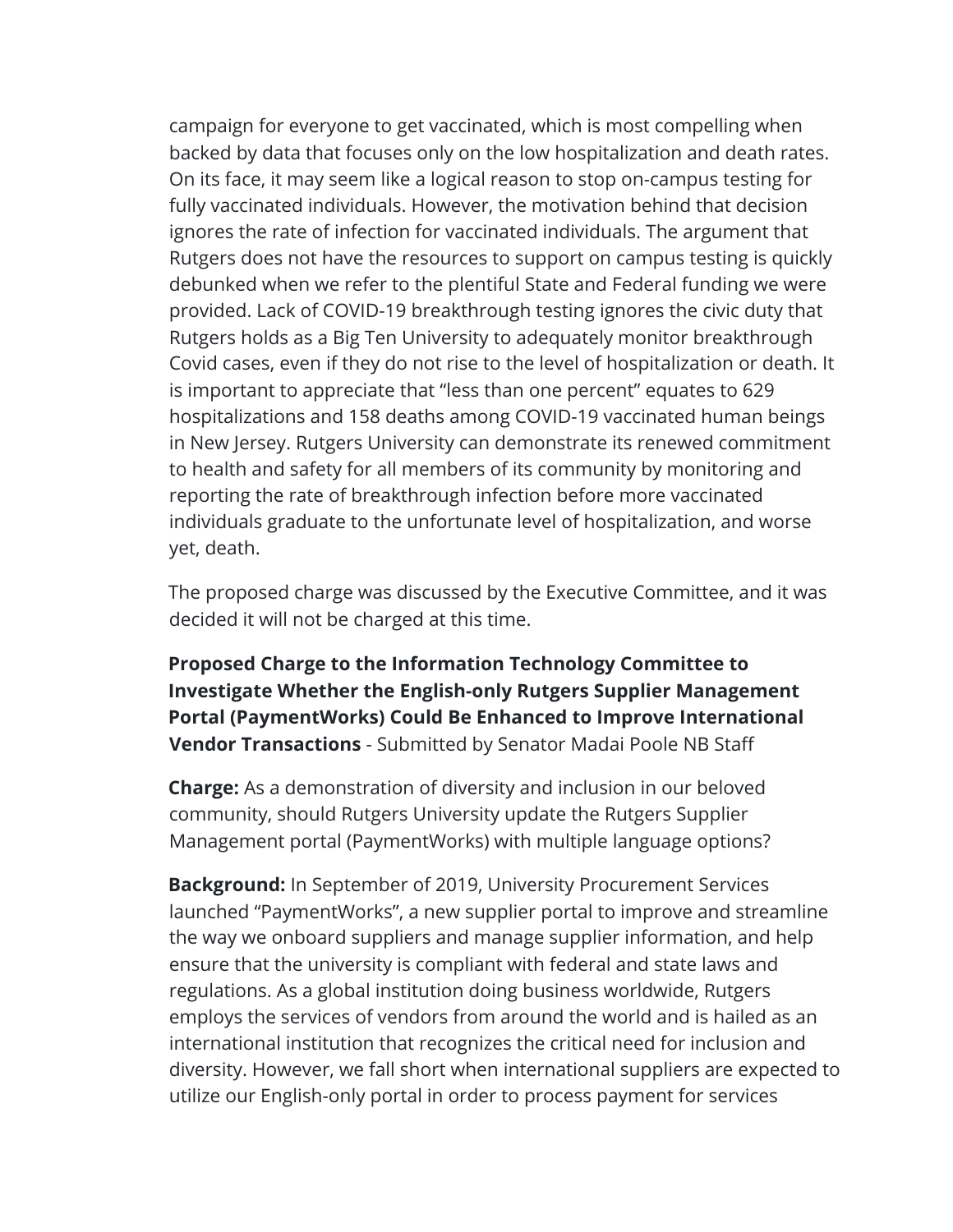campaign for everyone to get vaccinated, which is most compelling when backed by data that focuses only on the low hospitalization and death rates. On its face, it may seem like a logical reason to stop on-campus testing for fully vaccinated individuals. However, the motivation behind that decision ignores the rate of infection for vaccinated individuals. The argument that Rutgers does not have the resources to support on campus testing is quickly debunked when we refer to the plentiful State and Federal funding we were provided. Lack of COVID-19 breakthrough testing ignores the civic duty that Rutgers holds as a Big Ten University to adequately monitor breakthrough Covid cases, even if they do not rise to the level of hospitalization or death. It is important to appreciate that "less than one percent" equates to 629 hospitalizations and 158 deaths among COVID-19 vaccinated human beings in New Jersey. Rutgers University can demonstrate its renewed commitment to health and safety for all members of its community by monitoring and reporting the rate of breakthrough infection before more vaccinated individuals graduate to the unfortunate level of hospitalization, and worse yet, death.

The proposed charge was discussed by the Executive Committee, and it was decided it will not be charged at this time.

**Proposed Charge to the Information Technology Committee to Investigate Whether the English-only Rutgers Supplier Management Portal (PaymentWorks) Could Be Enhanced to Improve International Vendor Transactions** - Submitted by Senator Madai Poole NB Staff

**Charge:** As a demonstration of diversity and inclusion in our beloved community, should Rutgers University update the Rutgers Supplier Management portal (PaymentWorks) with multiple language options?

**Background:** In September of 2019, University Procurement Services launched "PaymentWorks", a new supplier portal to improve and streamline the way we onboard suppliers and manage supplier information, and help ensure that the university is compliant with federal and state laws and regulations. As a global institution doing business worldwide, Rutgers employs the services of vendors from around the world and is hailed as an international institution that recognizes the critical need for inclusion and diversity. However, we fall short when international suppliers are expected to utilize our English-only portal in order to process payment for services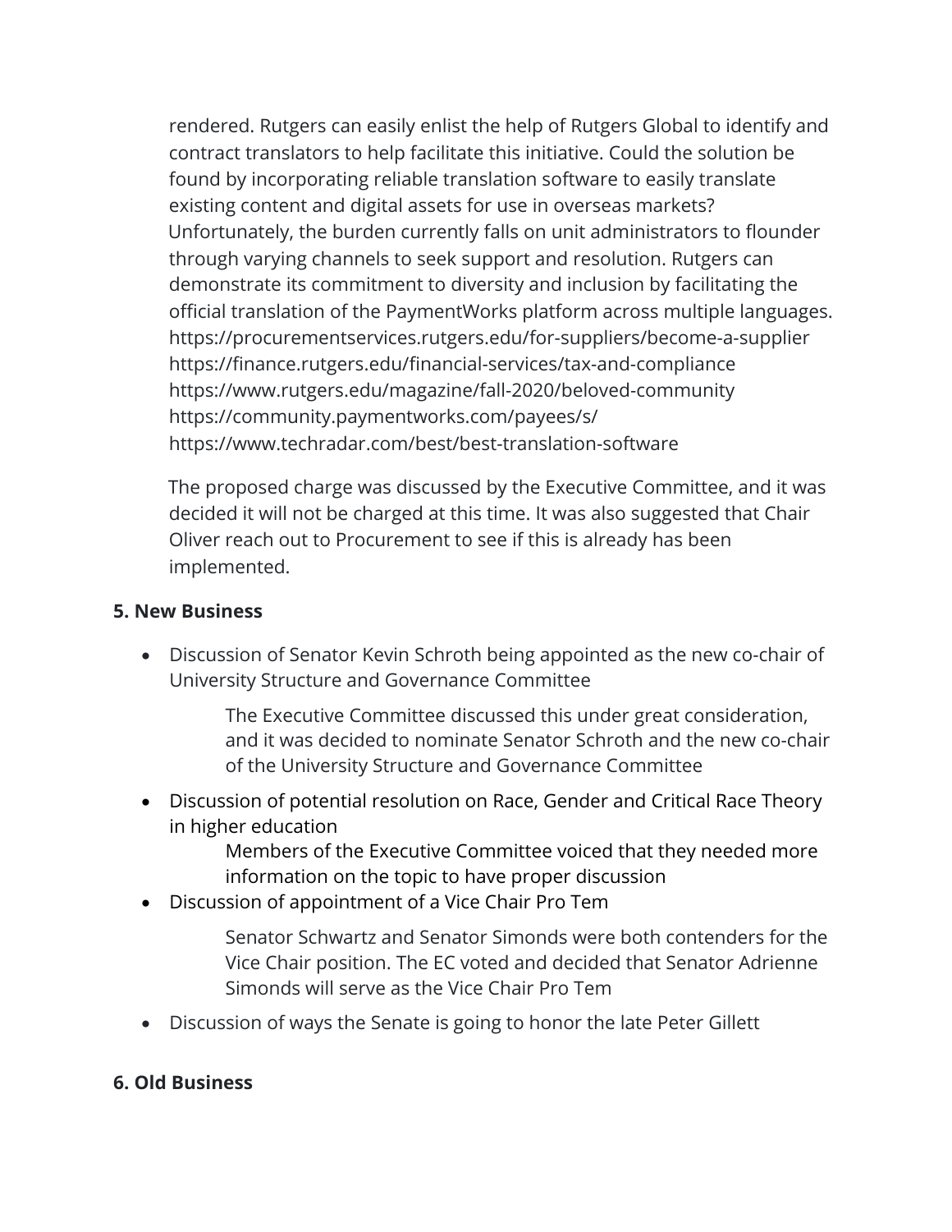rendered. Rutgers can easily enlist the help of Rutgers Global to identify and contract translators to help facilitate this initiative. Could the solution be found by incorporating reliable translation software to easily translate existing content and digital assets for use in overseas markets? Unfortunately, the burden currently falls on unit administrators to flounder through varying channels to seek support and resolution. Rutgers can demonstrate its commitment to diversity and inclusion by facilitating the official translation of the PaymentWorks platform across multiple languages.
https://procurementservices.rutgers.edu/for-suppliers/become-a-supplier
https://finance.rutgers.edu/financial-services/tax-and-compliance
https://www.rutgers.edu/magazine/fall-2020/beloved-community
https://community.paymentworks.com/payees/s/
https://www.techradar.com/best/best-translation-software

The proposed charge was discussed by the Executive Committee, and it was decided it will not be charged at this time. It was also suggested that Chair Oliver reach out to Procurement to see if this is already has been implemented.

**5. New Business**

- Discussion of Senator Kevin Schroth being appointed as the new co-chair of University Structure and Governance Committee

  The Executive Committee discussed this under great consideration, and it was decided to nominate Senator Schroth and the new co-chair of the University Structure and Governance Committee

- Discussion of potential resolution on Race, Gender and Critical Race Theory in higher education

  Members of the Executive Committee voiced that they needed more information on the topic to have proper discussion

- Discussion of appointment of a Vice Chair Pro Tem

  Senator Schwartz and Senator Simonds were both contenders for the Vice Chair position. The EC voted and decided that Senator Adrienne Simonds will serve as the Vice Chair Pro Tem

- Discussion of ways the Senate is going to honor the late Peter Gillett

**6. Old Business**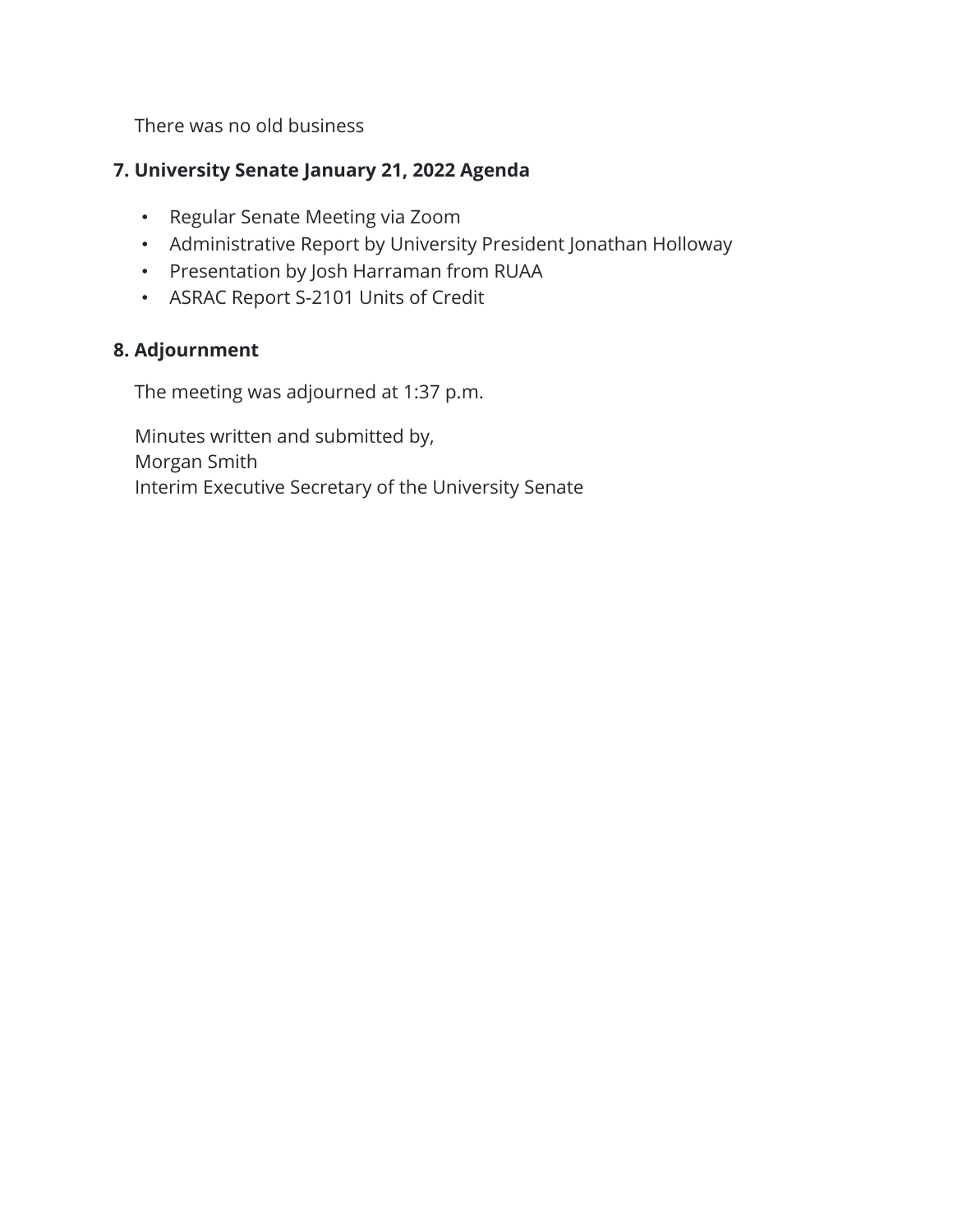There was no old business

## 7. University Senate January 21, 2022 Agenda

- Regular Senate Meeting via Zoom
- Administrative Report by University President Jonathan Holloway
- Presentation by Josh Harraman from RUAA
- ASRAC Report S-2101 Units of Credit

## 8. Adjournment

The meeting was adjourned at 1:37 p.m.

Minutes written and submitted by,
Morgan Smith
Interim Executive Secretary of the University Senate